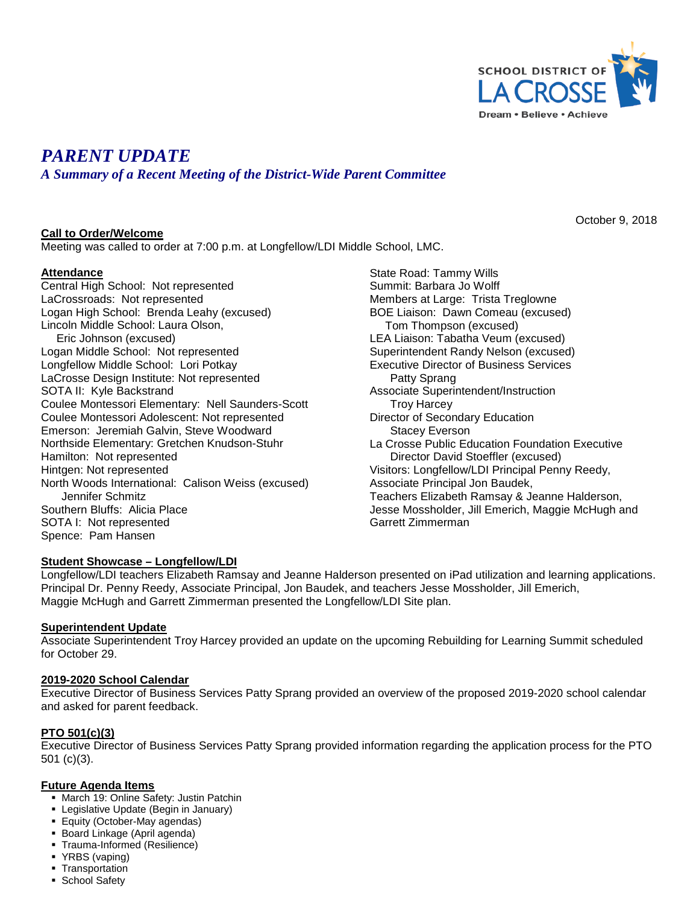# *PARENT UPDATE*

## *A Summary of a Recent Meeting of the District-Wide Parent Committee*

October 9, 2018

**Call to Order/Welcome**

Meeting was called to order at 7:00 p.m. at Longfellow/LDI Middle School, LMC.

**Attendance**

Central High School: Not represented
LaCrossroads: Not represented
Logan High School: Brenda Leahy (excused)
Lincoln Middle School: Laura Olson,
Eric Johnson (excused)
Logan Middle School: Not represented
Longfellow Middle School: Lori Potkay
LaCrosse Design Institute: Not represented
SOTA II: Kyle Backstrand
Coulee Montessori Elementary: Nell Saunders-Scott
Coulee Montessori Adolescent: Not represented
Emerson: Jeremiah Galvin, Steve Woodward
Northside Elementary: Gretchen Knudson-Stuhr
Hamilton: Not represented
Hintgen: Not represented
North Woods International: Calison Weiss (excused)
Jennifer Schmitz
Southern Bluffs: Alicia Place
SOTA I: Not represented
Spence: Pam Hansen
State Road: Tammy Wills
Summit: Barbara Jo Wolff
Members at Large: Trista Treglowne
BOE Liaison: Dawn Comeau (excused)
Tom Thompson (excused)
LEA Liaison: Tabatha Veum (excused)
Superintendent Randy Nelson (excused)
Executive Director of Business Services
Patty Sprang
Associate Superintendent/Instruction
Troy Harcey
Director of Secondary Education
Stacey Everson
La Crosse Public Education Foundation Executive
Director David Stoeffler (excused)
Visitors: Longfellow/LDI Principal Penny Reedy,
Associate Principal Jon Baudek,
Teachers Elizabeth Ramsay & Jeanne Halderson,
Jesse Mossholder, Jill Emerich, Maggie McHugh and
Garrett Zimmerman

**Student Showcase – Longfellow/LDI**

Longfellow/LDI teachers Elizabeth Ramsay and Jeanne Halderson presented on iPad utilization and learning applications. Principal Dr. Penny Reedy, Associate Principal, Jon Baudek, and teachers Jesse Mossholder, Jill Emerich, Maggie McHugh and Garrett Zimmerman presented the Longfellow/LDI Site plan.

**Superintendent Update**

Associate Superintendent Troy Harcey provided an update on the upcoming Rebuilding for Learning Summit scheduled for October 29.

**2019-2020 School Calendar**

Executive Director of Business Services Patty Sprang provided an overview of the proposed 2019-2020 school calendar and asked for parent feedback.

**PTO 501(c)(3)**

Executive Director of Business Services Patty Sprang provided information regarding the application process for the PTO 501 (c)(3).

**Future Agenda Items**

- March 19: Online Safety: Justin Patchin
- Legislative Update (Begin in January)
- Equity (October-May agendas)
- Board Linkage (April agenda)
- Trauma-Informed (Resilience)
- YRBS (vaping)
- Transportation
- School Safety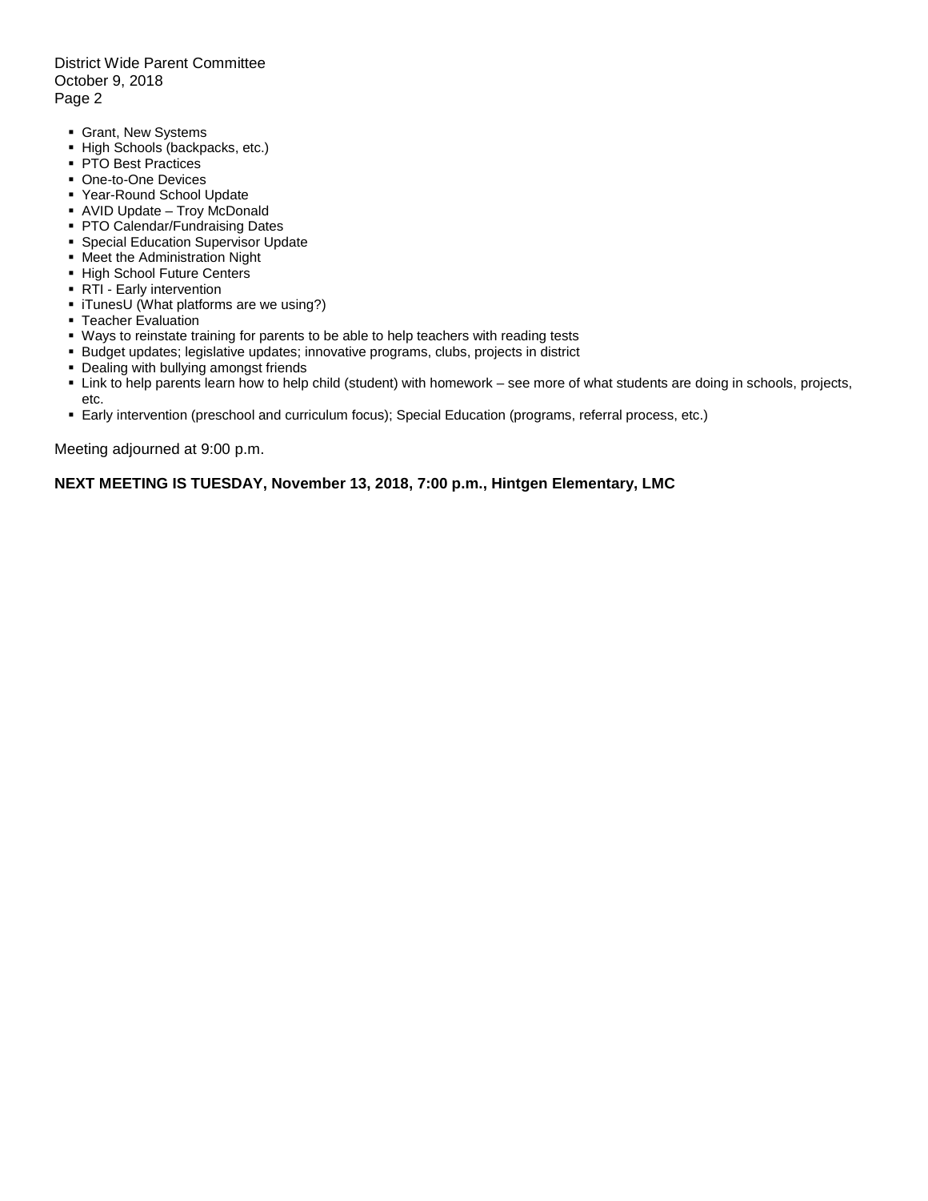- Grant, New Systems
- High Schools (backpacks, etc.)
- PTO Best Practices
- One-to-One Devices
- Year-Round School Update
- AVID Update – Troy McDonald
- PTO Calendar/Fundraising Dates
- Special Education Supervisor Update
- Meet the Administration Night
- High School Future Centers
- RTI - Early intervention
- iTunesU (What platforms are we using?)
- Teacher Evaluation
- Ways to reinstate training for parents to be able to help teachers with reading tests
- Budget updates; legislative updates; innovative programs, clubs, projects in district
- Dealing with bullying amongst friends
- Link to help parents learn how to help child (student) with homework – see more of what students are doing in schools, projects, etc.
- Early intervention (preschool and curriculum focus); Special Education (programs, referral process, etc.)

Meeting adjourned at 9:00 p.m.

**NEXT MEETING IS TUESDAY, November 13, 2018, 7:00 p.m., Hintgen Elementary, LMC**